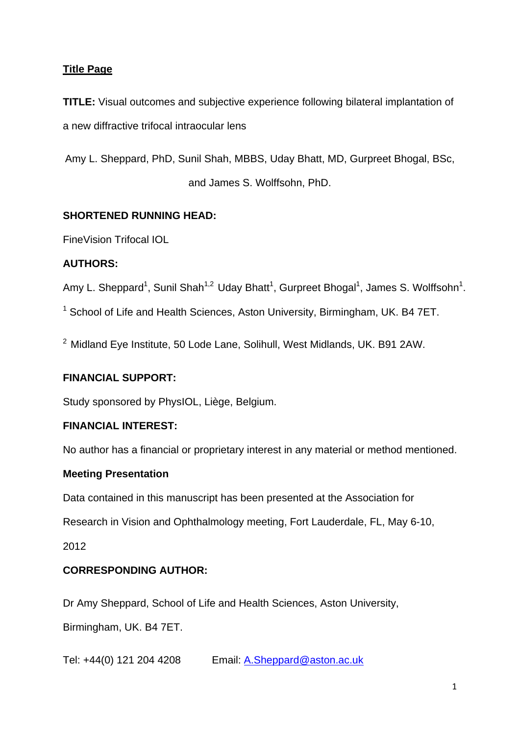## Title Page

**TITLE:** Visual outcomes and subjective experience following bilateral implantation of a new diffractive trifocal intraocular lens

Amy L. Sheppard, PhD, Sunil Shah, MBBS, Uday Bhatt, MD, Gurpreet Bhogal, BSc, and James S. Wolffsohn, PhD.

**SHORTENED RUNNING HEAD:**

FineVision Trifocal IOL

**AUTHORS:**

Amy L. Sheppard[1], Sunil Shah[1,2] Uday Bhatt[1], Gurpreet Bhogal[1], James S. Wolffsohn[1].

[1] School of Life and Health Sciences, Aston University, Birmingham, UK. B4 7ET.

[2] Midland Eye Institute, 50 Lode Lane, Solihull, West Midlands, UK. B91 2AW.

**FINANCIAL SUPPORT:**

Study sponsored by PhysIOL, Liège, Belgium.

**FINANCIAL INTEREST:**

No author has a financial or proprietary interest in any material or method mentioned.

**Meeting Presentation**

Data contained in this manuscript has been presented at the Association for Research in Vision and Ophthalmology meeting, Fort Lauderdale, FL, May 6-10, 2012

**CORRESPONDING AUTHOR:**

Dr Amy Sheppard, School of Life and Health Sciences, Aston University, Birmingham, UK. B4 7ET.

Tel: +44(0) 121 204 4208 Email: A.Sheppard@aston.ac.uk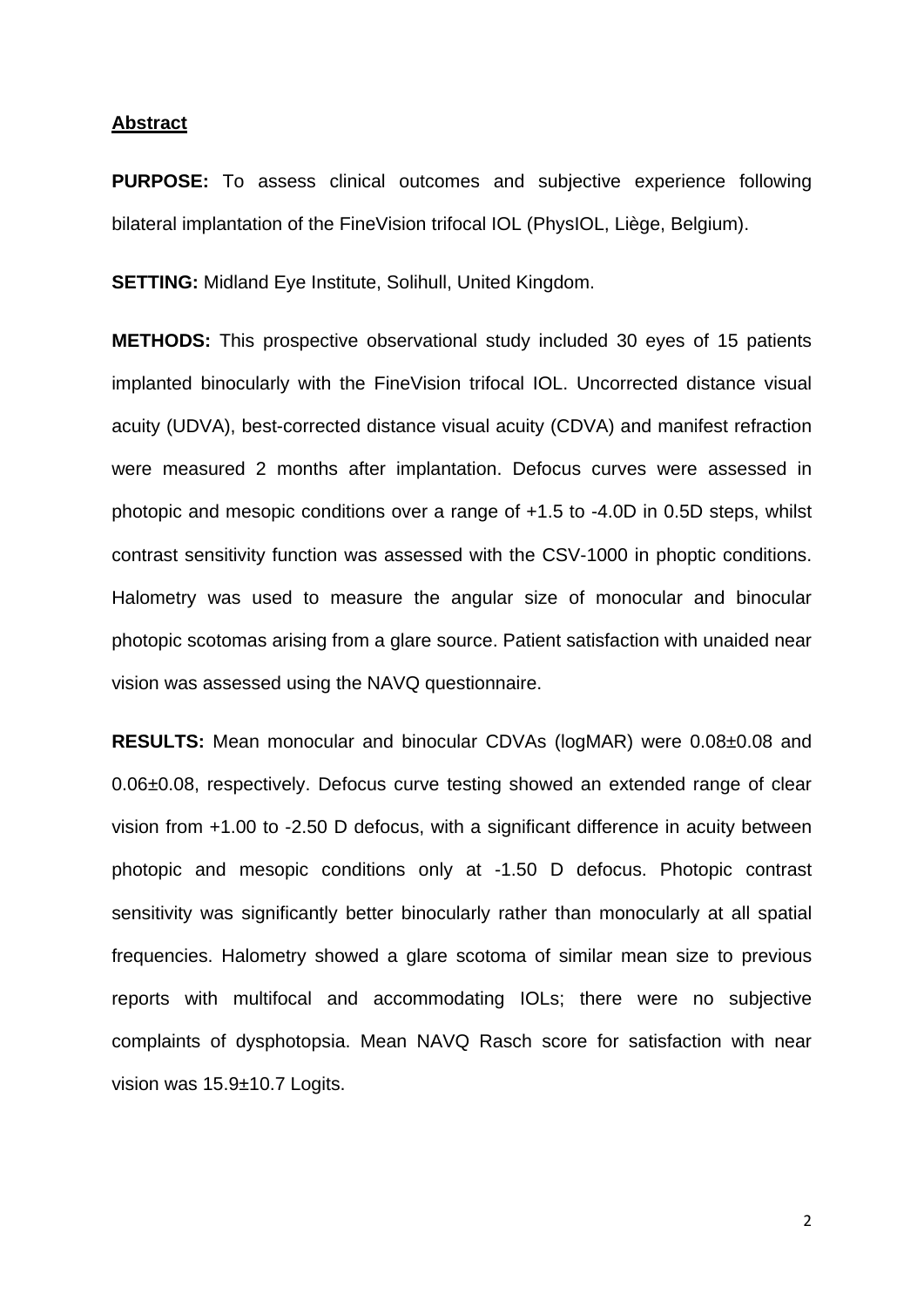**Abstract**

**PURPOSE:** To assess clinical outcomes and subjective experience following bilateral implantation of the FineVision trifocal IOL (PhysIOL, Liège, Belgium).

**SETTING:** Midland Eye Institute, Solihull, United Kingdom.

**METHODS:** This prospective observational study included 30 eyes of 15 patients implanted binocularly with the FineVision trifocal IOL. Uncorrected distance visual acuity (UDVA), best-corrected distance visual acuity (CDVA) and manifest refraction were measured 2 months after implantation. Defocus curves were assessed in photopic and mesopic conditions over a range of +1.5 to -4.0D in 0.5D steps, whilst contrast sensitivity function was assessed with the CSV-1000 in phoptic conditions. Halometry was used to measure the angular size of monocular and binocular photopic scotomas arising from a glare source. Patient satisfaction with unaided near vision was assessed using the NAVQ questionnaire.

**RESULTS:** Mean monocular and binocular CDVAs (logMAR) were 0.08±0.08 and 0.06±0.08, respectively. Defocus curve testing showed an extended range of clear vision from +1.00 to -2.50 D defocus, with a significant difference in acuity between photopic and mesopic conditions only at -1.50 D defocus. Photopic contrast sensitivity was significantly better binocularly rather than monocularly at all spatial frequencies. Halometry showed a glare scotoma of similar mean size to previous reports with multifocal and accommodating IOLs; there were no subjective complaints of dysphotopsia. Mean NAVQ Rasch score for satisfaction with near vision was 15.9±10.7 Logits.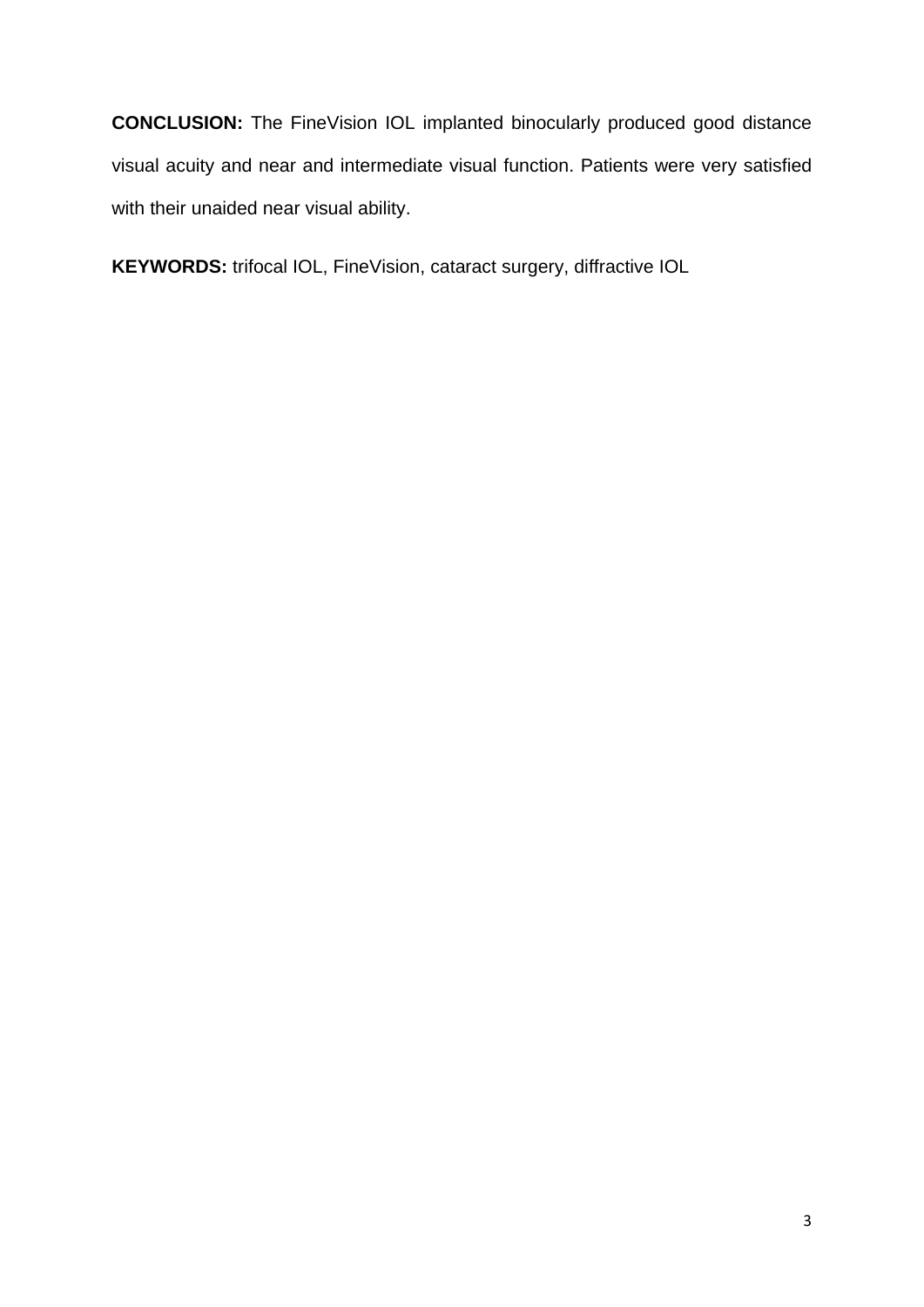**CONCLUSION:** The FineVision IOL implanted binocularly produced good distance visual acuity and near and intermediate visual function. Patients were very satisfied with their unaided near visual ability.

**KEYWORDS:** trifocal IOL, FineVision, cataract surgery, diffractive IOL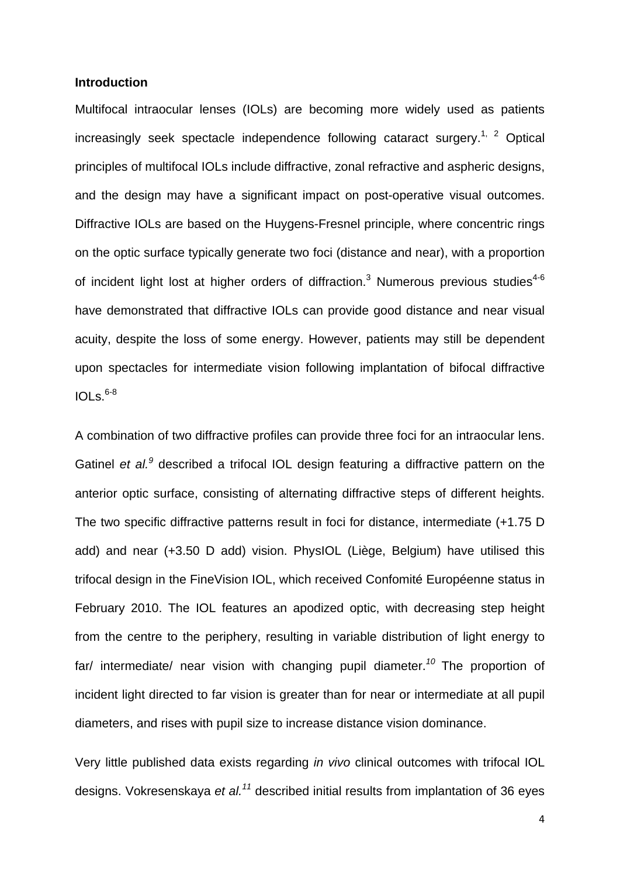## Introduction

Multifocal intraocular lenses (IOLs) are becoming more widely used as patients increasingly seek spectacle independence following cataract surgery.[1, 2] Optical principles of multifocal IOLs include diffractive, zonal refractive and aspheric designs, and the design may have a significant impact on post-operative visual outcomes. Diffractive IOLs are based on the Huygens-Fresnel principle, where concentric rings on the optic surface typically generate two foci (distance and near), with a proportion of incident light lost at higher orders of diffraction.[3] Numerous previous studies[4-6] have demonstrated that diffractive IOLs can provide good distance and near visual acuity, despite the loss of some energy. However, patients may still be dependent upon spectacles for intermediate vision following implantation of bifocal diffractive IOLs.[6-8]

A combination of two diffractive profiles can provide three foci for an intraocular lens. Gatinel *et al.*[9] described a trifocal IOL design featuring a diffractive pattern on the anterior optic surface, consisting of alternating diffractive steps of different heights. The two specific diffractive patterns result in foci for distance, intermediate (+1.75 D add) and near (+3.50 D add) vision. PhysIOL (Liège, Belgium) have utilised this trifocal design in the FineVision IOL, which received Confomité Européenne status in February 2010. The IOL features an apodized optic, with decreasing step height from the centre to the periphery, resulting in variable distribution of light energy to far/ intermediate/ near vision with changing pupil diameter.[10] The proportion of incident light directed to far vision is greater than for near or intermediate at all pupil diameters, and rises with pupil size to increase distance vision dominance.

Very little published data exists regarding *in vivo* clinical outcomes with trifocal IOL designs. Vokresenskaya *et al.*[11] described initial results from implantation of 36 eyes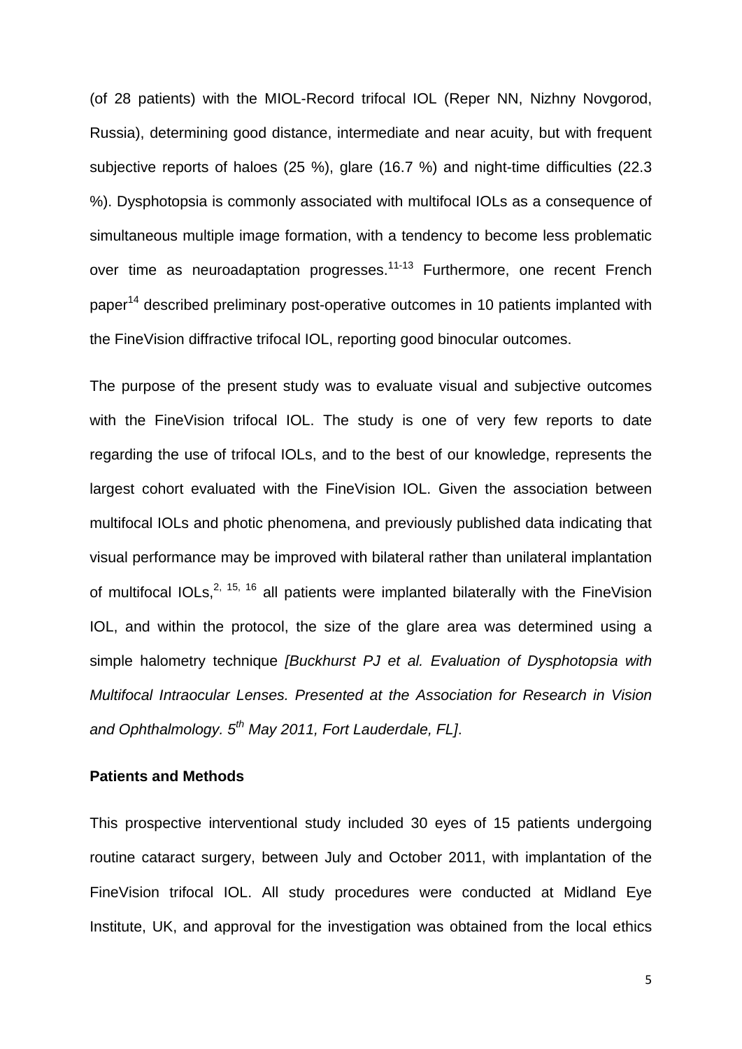(of 28 patients) with the MIOL-Record trifocal IOL (Reper NN, Nizhny Novgorod, Russia), determining good distance, intermediate and near acuity, but with frequent subjective reports of haloes (25 %), glare (16.7 %) and night-time difficulties (22.3 %). Dysphotopsia is commonly associated with multifocal IOLs as a consequence of simultaneous multiple image formation, with a tendency to become less problematic over time as neuroadaptation progresses.[11-13] Furthermore, one recent French paper[14] described preliminary post-operative outcomes in 10 patients implanted with the FineVision diffractive trifocal IOL, reporting good binocular outcomes.

The purpose of the present study was to evaluate visual and subjective outcomes with the FineVision trifocal IOL. The study is one of very few reports to date regarding the use of trifocal IOLs, and to the best of our knowledge, represents the largest cohort evaluated with the FineVision IOL. Given the association between multifocal IOLs and photic phenomena, and previously published data indicating that visual performance may be improved with bilateral rather than unilateral implantation of multifocal IOLs,[2, 15, 16] all patients were implanted bilaterally with the FineVision IOL, and within the protocol, the size of the glare area was determined using a simple halometry technique *[Buckhurst PJ et al. Evaluation of Dysphotopsia with Multifocal Intraocular Lenses. Presented at the Association for Research in Vision and Ophthalmology. 5th May 2011, Fort Lauderdale, FL]*.

**Patients and Methods**

This prospective interventional study included 30 eyes of 15 patients undergoing routine cataract surgery, between July and October 2011, with implantation of the FineVision trifocal IOL. All study procedures were conducted at Midland Eye Institute, UK, and approval for the investigation was obtained from the local ethics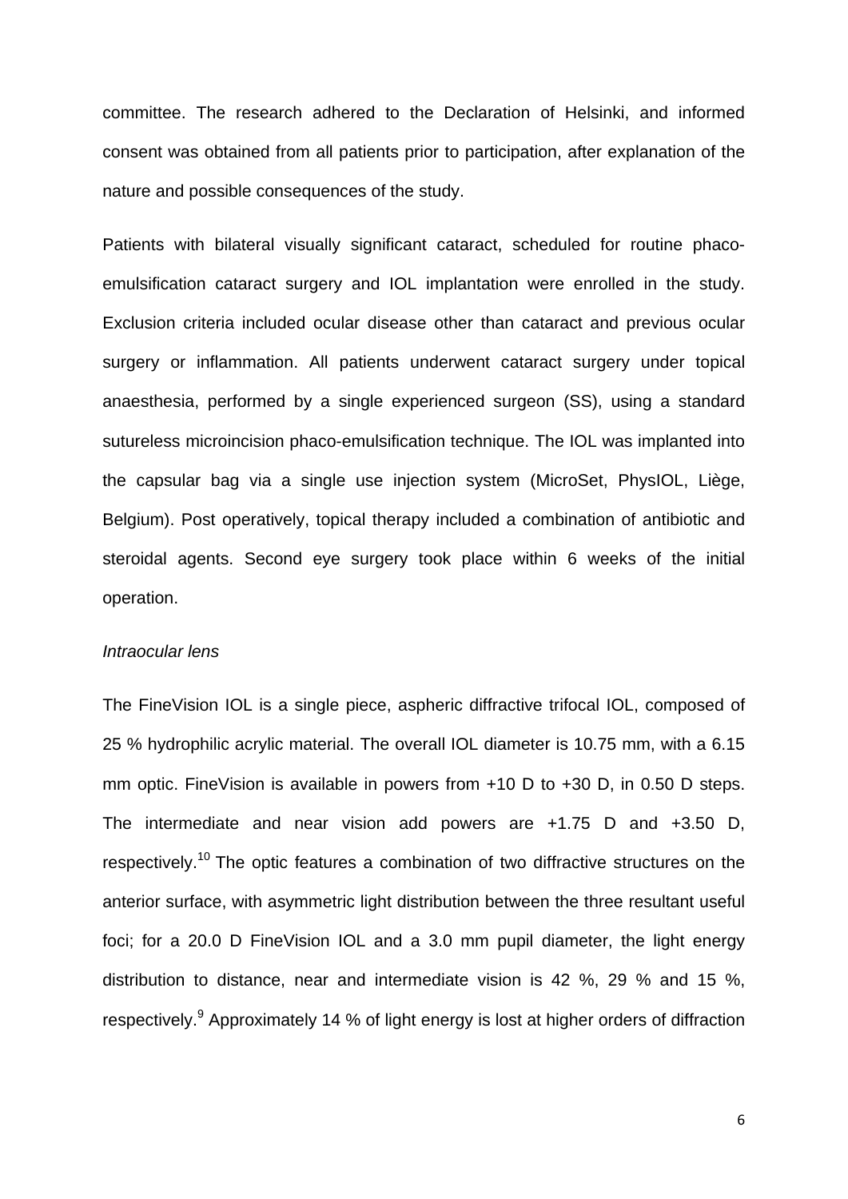committee. The research adhered to the Declaration of Helsinki, and informed consent was obtained from all patients prior to participation, after explanation of the nature and possible consequences of the study.

Patients with bilateral visually significant cataract, scheduled for routine phaco-emulsification cataract surgery and IOL implantation were enrolled in the study. Exclusion criteria included ocular disease other than cataract and previous ocular surgery or inflammation. All patients underwent cataract surgery under topical anaesthesia, performed by a single experienced surgeon (SS), using a standard sutureless microincision phaco-emulsification technique. The IOL was implanted into the capsular bag via a single use injection system (MicroSet, PhysIOL, Liège, Belgium). Post operatively, topical therapy included a combination of antibiotic and steroidal agents. Second eye surgery took place within 6 weeks of the initial operation.

*Intraocular lens*

The FineVision IOL is a single piece, aspheric diffractive trifocal IOL, composed of 25 % hydrophilic acrylic material. The overall IOL diameter is 10.75 mm, with a 6.15 mm optic. FineVision is available in powers from +10 D to +30 D, in 0.50 D steps. The intermediate and near vision add powers are +1.75 D and +3.50 D, respectively.[10] The optic features a combination of two diffractive structures on the anterior surface, with asymmetric light distribution between the three resultant useful foci; for a 20.0 D FineVision IOL and a 3.0 mm pupil diameter, the light energy distribution to distance, near and intermediate vision is 42 %, 29 % and 15 %, respectively.[9] Approximately 14 % of light energy is lost at higher orders of diffraction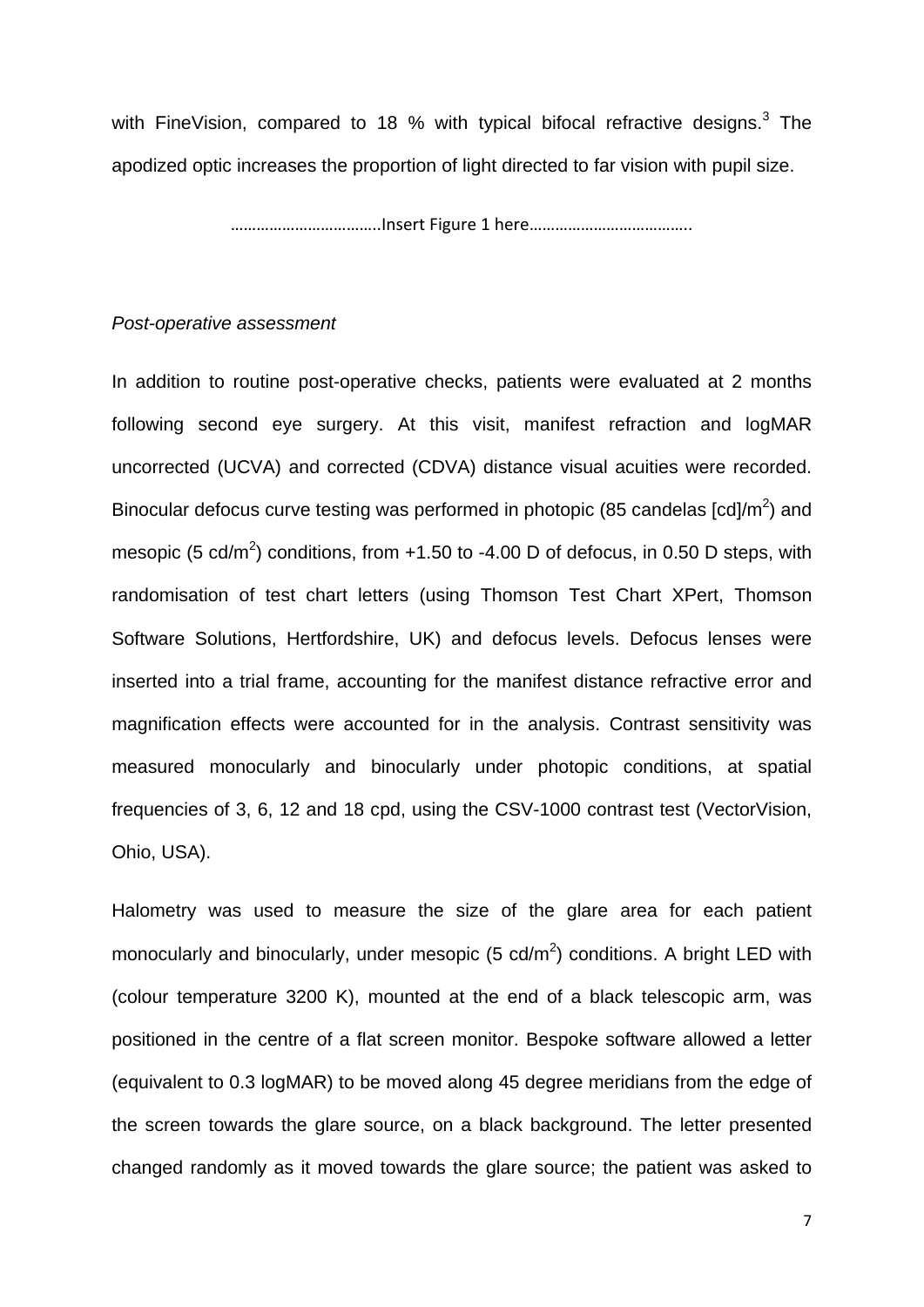with FineVision, compared to 18 % with typical bifocal refractive designs.[3] The apodized optic increases the proportion of light directed to far vision with pupil size.

……………………………..Insert Figure 1 here……………………………….

*Post-operative assessment*

In addition to routine post-operative checks, patients were evaluated at 2 months following second eye surgery. At this visit, manifest refraction and logMAR uncorrected (UCVA) and corrected (CDVA) distance visual acuities were recorded. Binocular defocus curve testing was performed in photopic (85 candelas [cd]/m$^2$) and mesopic (5 cd/m$^2$) conditions, from +1.50 to -4.00 D of defocus, in 0.50 D steps, with randomisation of test chart letters (using Thomson Test Chart XPert, Thomson Software Solutions, Hertfordshire, UK) and defocus levels. Defocus lenses were inserted into a trial frame, accounting for the manifest distance refractive error and magnification effects were accounted for in the analysis. Contrast sensitivity was measured monocularly and binocularly under photopic conditions, at spatial frequencies of 3, 6, 12 and 18 cpd, using the CSV-1000 contrast test (VectorVision, Ohio, USA).

Halometry was used to measure the size of the glare area for each patient monocularly and binocularly, under mesopic (5 cd/m$^2$) conditions. A bright LED with (colour temperature 3200 K), mounted at the end of a black telescopic arm, was positioned in the centre of a flat screen monitor. Bespoke software allowed a letter (equivalent to 0.3 logMAR) to be moved along 45 degree meridians from the edge of the screen towards the glare source, on a black background. The letter presented changed randomly as it moved towards the glare source; the patient was asked to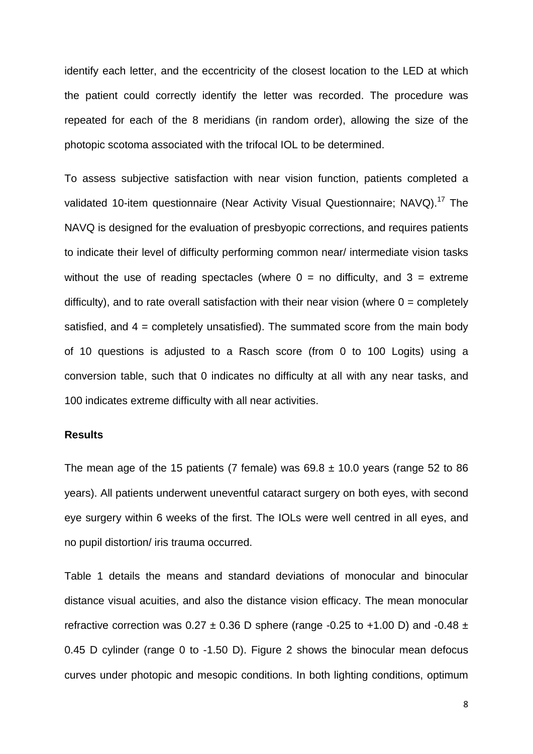identify each letter, and the eccentricity of the closest location to the LED at which the patient could correctly identify the letter was recorded. The procedure was repeated for each of the 8 meridians (in random order), allowing the size of the photopic scotoma associated with the trifocal IOL to be determined.

To assess subjective satisfaction with near vision function, patients completed a validated 10-item questionnaire (Near Activity Visual Questionnaire; NAVQ).[17] The NAVQ is designed for the evaluation of presbyopic corrections, and requires patients to indicate their level of difficulty performing common near/ intermediate vision tasks without the use of reading spectacles (where 0 = no difficulty, and 3 = extreme difficulty), and to rate overall satisfaction with their near vision (where 0 = completely satisfied, and 4 = completely unsatisfied). The summated score from the main body of 10 questions is adjusted to a Rasch score (from 0 to 100 Logits) using a conversion table, such that 0 indicates no difficulty at all with any near tasks, and 100 indicates extreme difficulty with all near activities.

**Results**

The mean age of the 15 patients (7 female) was 69.8 ± 10.0 years (range 52 to 86 years). All patients underwent uneventful cataract surgery on both eyes, with second eye surgery within 6 weeks of the first. The IOLs were well centred in all eyes, and no pupil distortion/ iris trauma occurred.

Table 1 details the means and standard deviations of monocular and binocular distance visual acuities, and also the distance vision efficacy. The mean monocular refractive correction was 0.27 ± 0.36 D sphere (range -0.25 to +1.00 D) and -0.48 ± 0.45 D cylinder (range 0 to -1.50 D). Figure 2 shows the binocular mean defocus curves under photopic and mesopic conditions. In both lighting conditions, optimum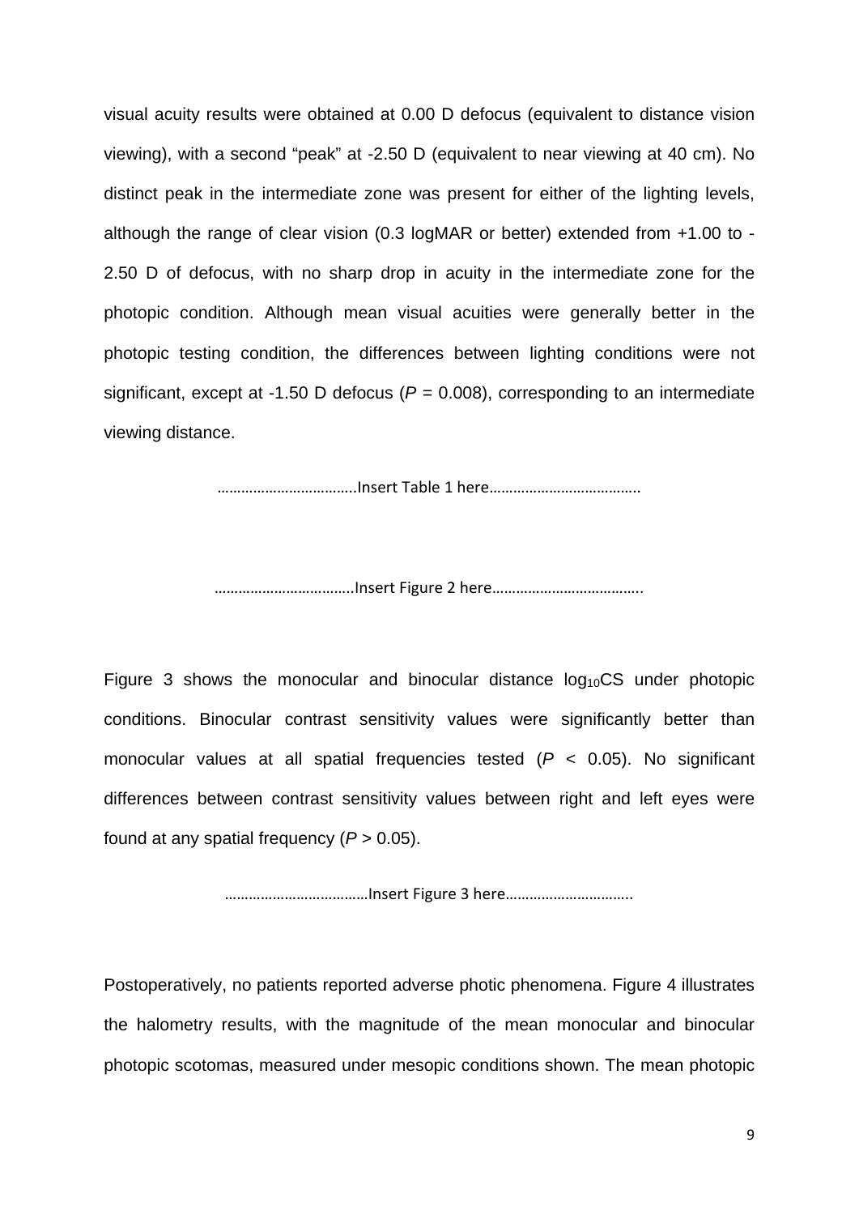visual acuity results were obtained at 0.00 D defocus (equivalent to distance vision viewing), with a second "peak" at -2.50 D (equivalent to near viewing at 40 cm). No distinct peak in the intermediate zone was present for either of the lighting levels, although the range of clear vision (0.3 logMAR or better) extended from +1.00 to -2.50 D of defocus, with no sharp drop in acuity in the intermediate zone for the photopic condition. Although mean visual acuities were generally better in the photopic testing condition, the differences between lighting conditions were not significant, except at -1.50 D defocus (*P* = 0.008), corresponding to an intermediate viewing distance.

……………………………..Insert Table 1 here……………………………….

……………………………..Insert Figure 2 here………………………………..

Figure 3 shows the monocular and binocular distance $\log_{10}$CS under photopic conditions. Binocular contrast sensitivity values were significantly better than monocular values at all spatial frequencies tested ($P$ < 0.05). No significant differences between contrast sensitivity values between right and left eyes were found at any spatial frequency ($P$ > 0.05).

………………………………Insert Figure 3 here…………………………..

Postoperatively, no patients reported adverse photic phenomena. Figure 4 illustrates the halometry results, with the magnitude of the mean monocular and binocular photopic scotomas, measured under mesopic conditions shown. The mean photopic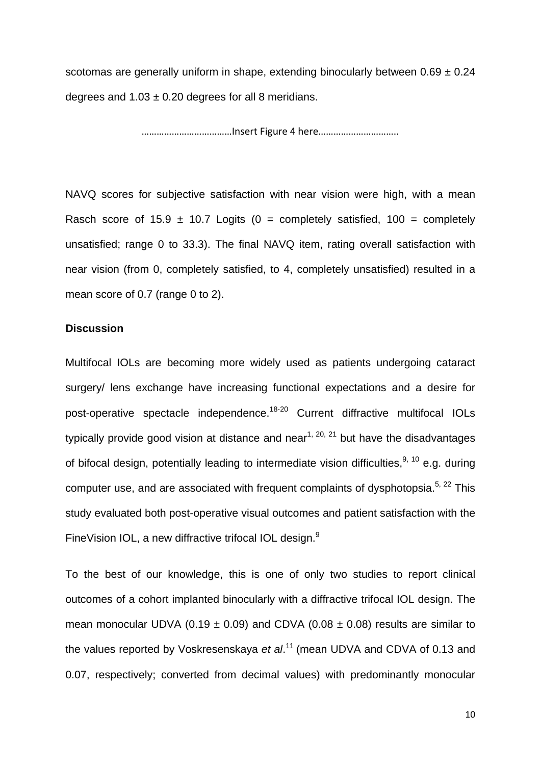scotomas are generally uniform in shape, extending binocularly between 0.69 ± 0.24 degrees and 1.03 ± 0.20 degrees for all 8 meridians.

………………………………Insert Figure 4 here…………………………..

NAVQ scores for subjective satisfaction with near vision were high, with a mean Rasch score of 15.9 ± 10.7 Logits (0 = completely satisfied, 100 = completely unsatisfied; range 0 to 33.3). The final NAVQ item, rating overall satisfaction with near vision (from 0, completely satisfied, to 4, completely unsatisfied) resulted in a mean score of 0.7 (range 0 to 2).

## Discussion

Multifocal IOLs are becoming more widely used as patients undergoing cataract surgery/ lens exchange have increasing functional expectations and a desire for post-operative spectacle independence.[18-20] Current diffractive multifocal IOLs typically provide good vision at distance and near[1, 20, 21] but have the disadvantages of bifocal design, potentially leading to intermediate vision difficulties,[9, 10] e.g. during computer use, and are associated with frequent complaints of dysphotopsia.[5, 22] This study evaluated both post-operative visual outcomes and patient satisfaction with the FineVision IOL, a new diffractive trifocal IOL design.[9]

To the best of our knowledge, this is one of only two studies to report clinical outcomes of a cohort implanted binocularly with a diffractive trifocal IOL design. The mean monocular UDVA (0.19 ± 0.09) and CDVA (0.08 ± 0.08) results are similar to the values reported by Voskresenskaya *et al*.[11] (mean UDVA and CDVA of 0.13 and 0.07, respectively; converted from decimal values) with predominantly monocular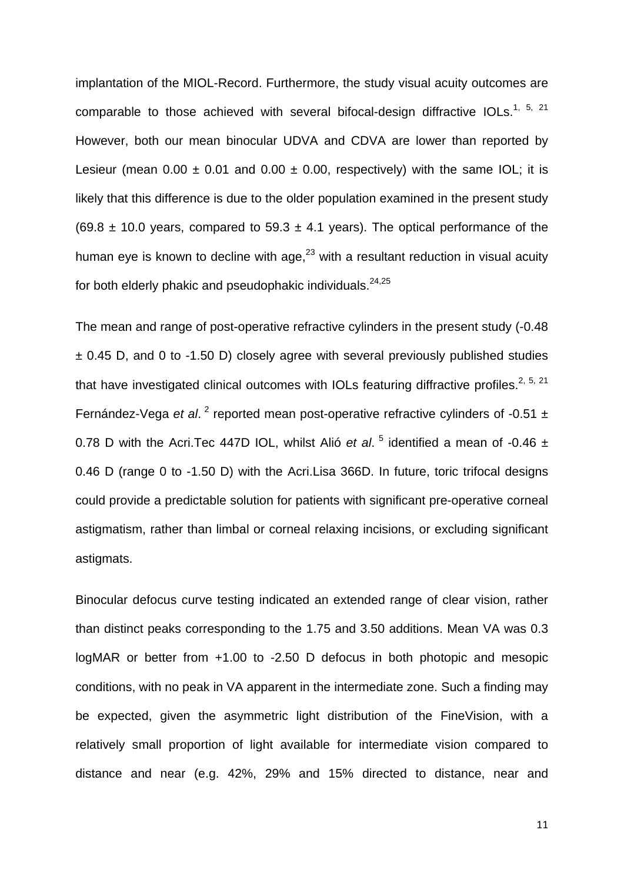implantation of the MIOL-Record. Furthermore, the study visual acuity outcomes are comparable to those achieved with several bifocal-design diffractive IOLs.[1, 5, 21] However, both our mean binocular UDVA and CDVA are lower than reported by Lesieur (mean 0.00 ± 0.01 and 0.00 ± 0.00, respectively) with the same IOL; it is likely that this difference is due to the older population examined in the present study (69.8 ± 10.0 years, compared to 59.3 ± 4.1 years). The optical performance of the human eye is known to decline with age,[23] with a resultant reduction in visual acuity for both elderly phakic and pseudophakic individuals.[24,25]

The mean and range of post-operative refractive cylinders in the present study (-0.48 ± 0.45 D, and 0 to -1.50 D) closely agree with several previously published studies that have investigated clinical outcomes with IOLs featuring diffractive profiles.[2, 5, 21] Fernández-Vega *et al*. [2] reported mean post-operative refractive cylinders of -0.51 ± 0.78 D with the Acri.Tec 447D IOL, whilst Alió *et al*. [5] identified a mean of -0.46 ± 0.46 D (range 0 to -1.50 D) with the Acri.Lisa 366D. In future, toric trifocal designs could provide a predictable solution for patients with significant pre-operative corneal astigmatism, rather than limbal or corneal relaxing incisions, or excluding significant astigmats.

Binocular defocus curve testing indicated an extended range of clear vision, rather than distinct peaks corresponding to the 1.75 and 3.50 additions. Mean VA was 0.3 logMAR or better from +1.00 to -2.50 D defocus in both photopic and mesopic conditions, with no peak in VA apparent in the intermediate zone. Such a finding may be expected, given the asymmetric light distribution of the FineVision, with a relatively small proportion of light available for intermediate vision compared to distance and near (e.g. 42%, 29% and 15% directed to distance, near and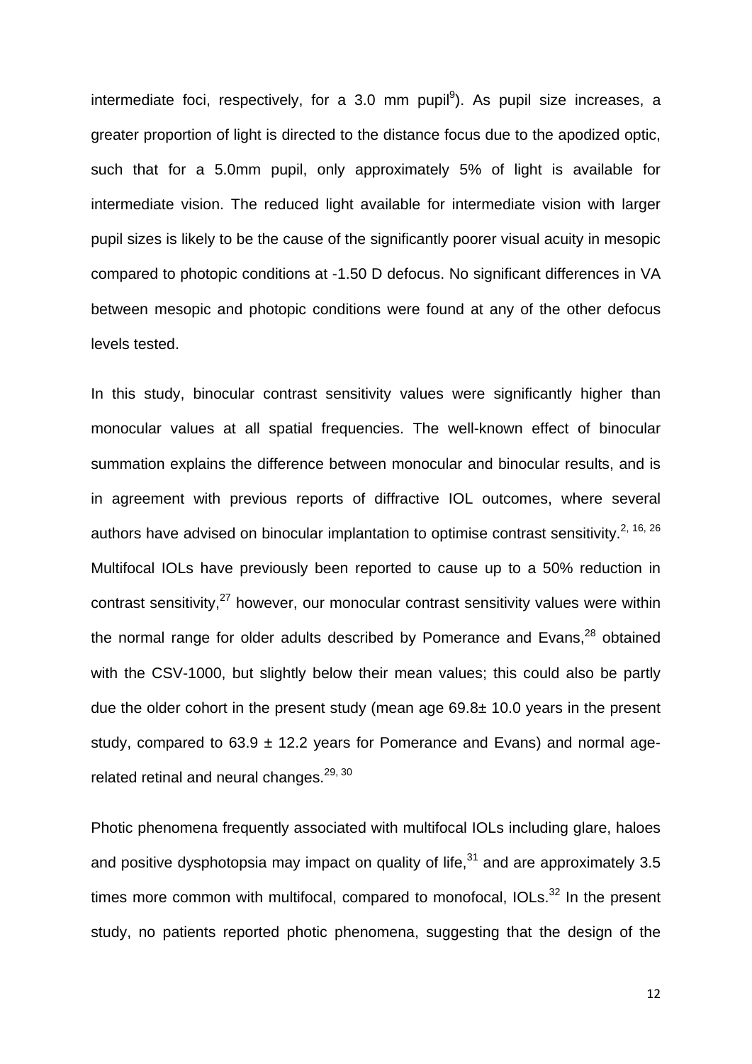intermediate foci, respectively, for a 3.0 mm pupil[9]). As pupil size increases, a greater proportion of light is directed to the distance focus due to the apodized optic, such that for a 5.0mm pupil, only approximately 5% of light is available for intermediate vision. The reduced light available for intermediate vision with larger pupil sizes is likely to be the cause of the significantly poorer visual acuity in mesopic compared to photopic conditions at -1.50 D defocus. No significant differences in VA between mesopic and photopic conditions were found at any of the other defocus levels tested.

In this study, binocular contrast sensitivity values were significantly higher than monocular values at all spatial frequencies. The well-known effect of binocular summation explains the difference between monocular and binocular results, and is in agreement with previous reports of diffractive IOL outcomes, where several authors have advised on binocular implantation to optimise contrast sensitivity.[2, 16, 26] Multifocal IOLs have previously been reported to cause up to a 50% reduction in contrast sensitivity,[27] however, our monocular contrast sensitivity values were within the normal range for older adults described by Pomerance and Evans,[28] obtained with the CSV-1000, but slightly below their mean values; this could also be partly due the older cohort in the present study (mean age 69.8± 10.0 years in the present study, compared to 63.9 ± 12.2 years for Pomerance and Evans) and normal age-related retinal and neural changes.[29, 30]

Photic phenomena frequently associated with multifocal IOLs including glare, haloes and positive dysphotopsia may impact on quality of life,[31] and are approximately 3.5 times more common with multifocal, compared to monofocal, IOLs.[32] In the present study, no patients reported photic phenomena, suggesting that the design of the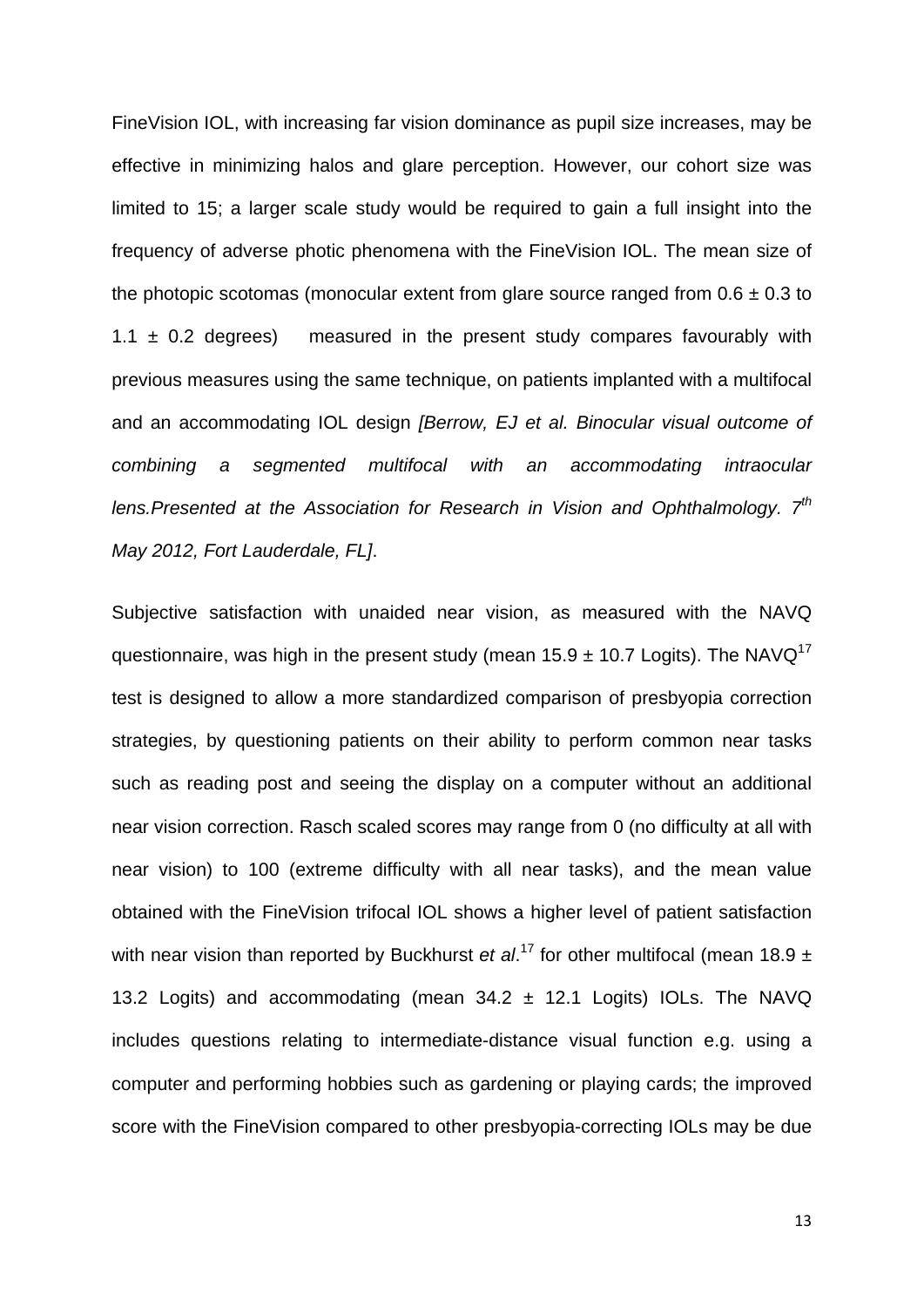FineVision IOL, with increasing far vision dominance as pupil size increases, may be effective in minimizing halos and glare perception. However, our cohort size was limited to 15; a larger scale study would be required to gain a full insight into the frequency of adverse photic phenomena with the FineVision IOL. The mean size of the photopic scotomas (monocular extent from glare source ranged from 0.6 ± 0.3 to 1.1 ± 0.2 degrees) measured in the present study compares favourably with previous measures using the same technique, on patients implanted with a multifocal and an accommodating IOL design *[Berrow, EJ et al. Binocular visual outcome of combining a segmented multifocal with an accommodating intraocular lens.Presented at the Association for Research in Vision and Ophthalmology. 7th May 2012, Fort Lauderdale, FL]*.

Subjective satisfaction with unaided near vision, as measured with the NAVQ questionnaire, was high in the present study (mean 15.9 ± 10.7 Logits). The NAVQ[17] test is designed to allow a more standardized comparison of presbyopia correction strategies, by questioning patients on their ability to perform common near tasks such as reading post and seeing the display on a computer without an additional near vision correction. Rasch scaled scores may range from 0 (no difficulty at all with near vision) to 100 (extreme difficulty with all near tasks), and the mean value obtained with the FineVision trifocal IOL shows a higher level of patient satisfaction with near vision than reported by Buckhurst *et al*.[17] for other multifocal (mean 18.9 ± 13.2 Logits) and accommodating (mean 34.2 ± 12.1 Logits) IOLs. The NAVQ includes questions relating to intermediate-distance visual function e.g. using a computer and performing hobbies such as gardening or playing cards; the improved score with the FineVision compared to other presbyopia-correcting IOLs may be due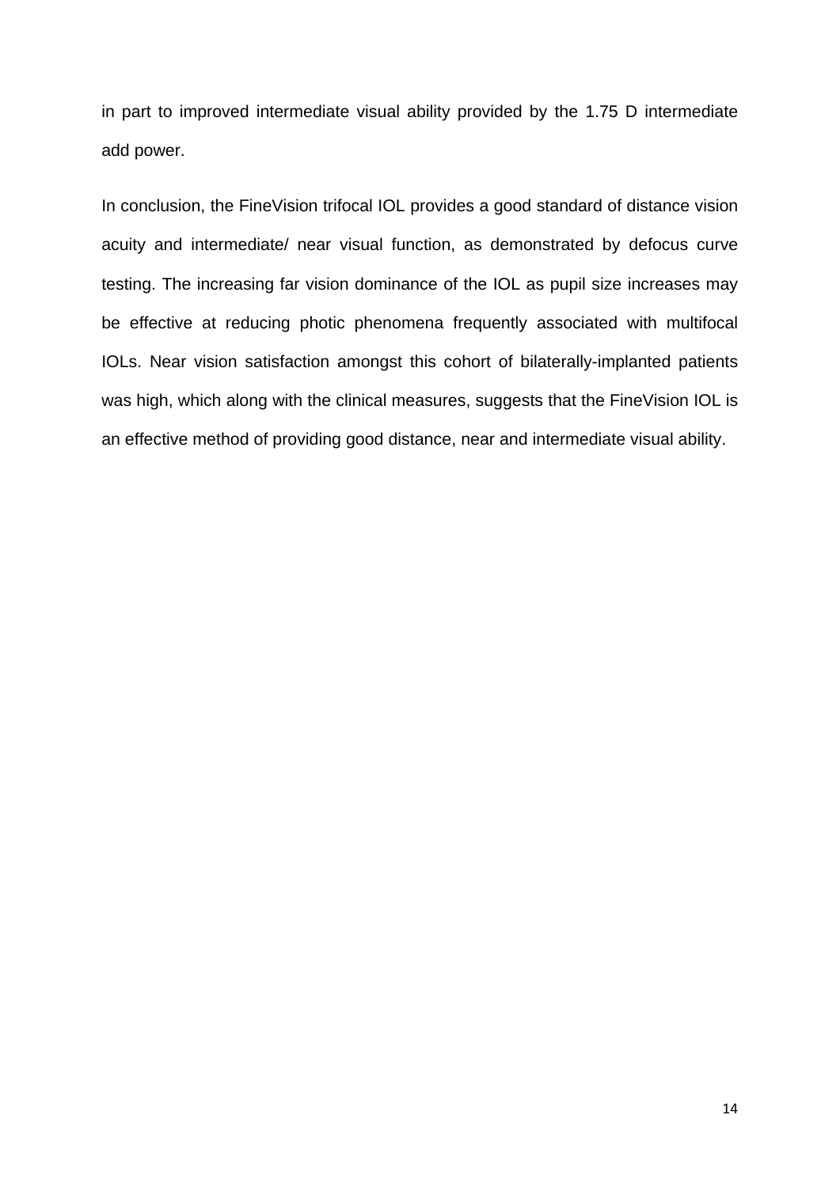in part to improved intermediate visual ability provided by the 1.75 D intermediate add power.

In conclusion, the FineVision trifocal IOL provides a good standard of distance vision acuity and intermediate/ near visual function, as demonstrated by defocus curve testing. The increasing far vision dominance of the IOL as pupil size increases may be effective at reducing photic phenomena frequently associated with multifocal IOLs. Near vision satisfaction amongst this cohort of bilaterally-implanted patients was high, which along with the clinical measures, suggests that the FineVision IOL is an effective method of providing good distance, near and intermediate visual ability.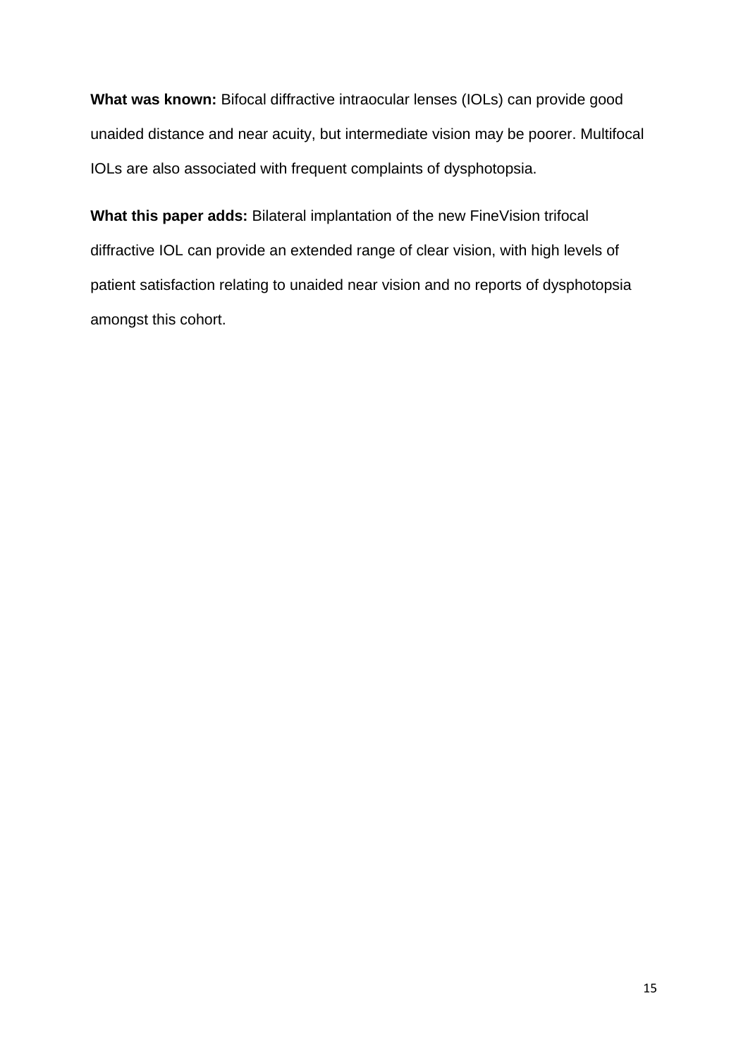**What was known:** Bifocal diffractive intraocular lenses (IOLs) can provide good unaided distance and near acuity, but intermediate vision may be poorer. Multifocal IOLs are also associated with frequent complaints of dysphotopsia.

**What this paper adds:** Bilateral implantation of the new FineVision trifocal diffractive IOL can provide an extended range of clear vision, with high levels of patient satisfaction relating to unaided near vision and no reports of dysphotopsia amongst this cohort.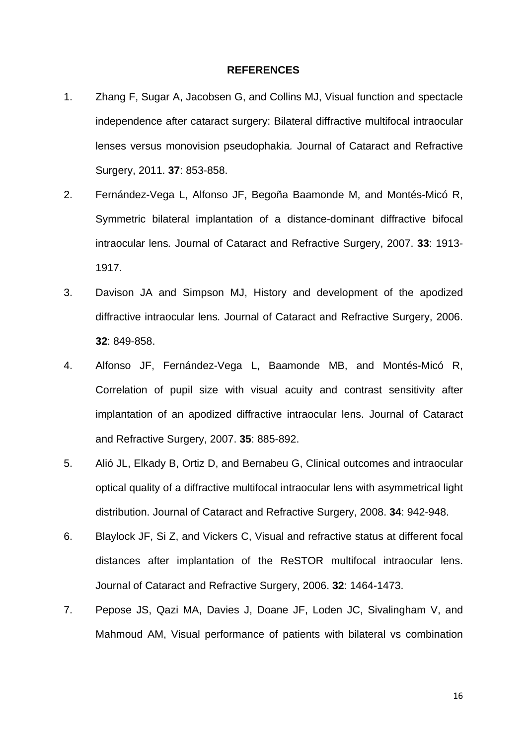## REFERENCES

1. Zhang F, Sugar A, Jacobsen G, and Collins MJ, Visual function and spectacle independence after cataract surgery: Bilateral diffractive multifocal intraocular lenses versus monovision pseudophakia. Journal of Cataract and Refractive Surgery, 2011. **37**: 853-858.
2. Fernández-Vega L, Alfonso JF, Begoña Baamonde M, and Montés-Micó R, Symmetric bilateral implantation of a distance-dominant diffractive bifocal intraocular lens. Journal of Cataract and Refractive Surgery, 2007. **33**: 1913-1917.
3. Davison JA and Simpson MJ, History and development of the apodized diffractive intraocular lens. Journal of Cataract and Refractive Surgery, 2006. **32**: 849-858.
4. Alfonso JF, Fernández-Vega L, Baamonde MB, and Montés-Micó R, Correlation of pupil size with visual acuity and contrast sensitivity after implantation of an apodized diffractive intraocular lens. Journal of Cataract and Refractive Surgery, 2007. **35**: 885-892.
5. Alió JL, Elkady B, Ortiz D, and Bernabeu G, Clinical outcomes and intraocular optical quality of a diffractive multifocal intraocular lens with asymmetrical light distribution. Journal of Cataract and Refractive Surgery, 2008. **34**: 942-948.
6. Blaylock JF, Si Z, and Vickers C, Visual and refractive status at different focal distances after implantation of the ReSTOR multifocal intraocular lens. Journal of Cataract and Refractive Surgery, 2006. **32**: 1464-1473.
7. Pepose JS, Qazi MA, Davies J, Doane JF, Loden JC, Sivalingham V, and Mahmoud AM, Visual performance of patients with bilateral vs combination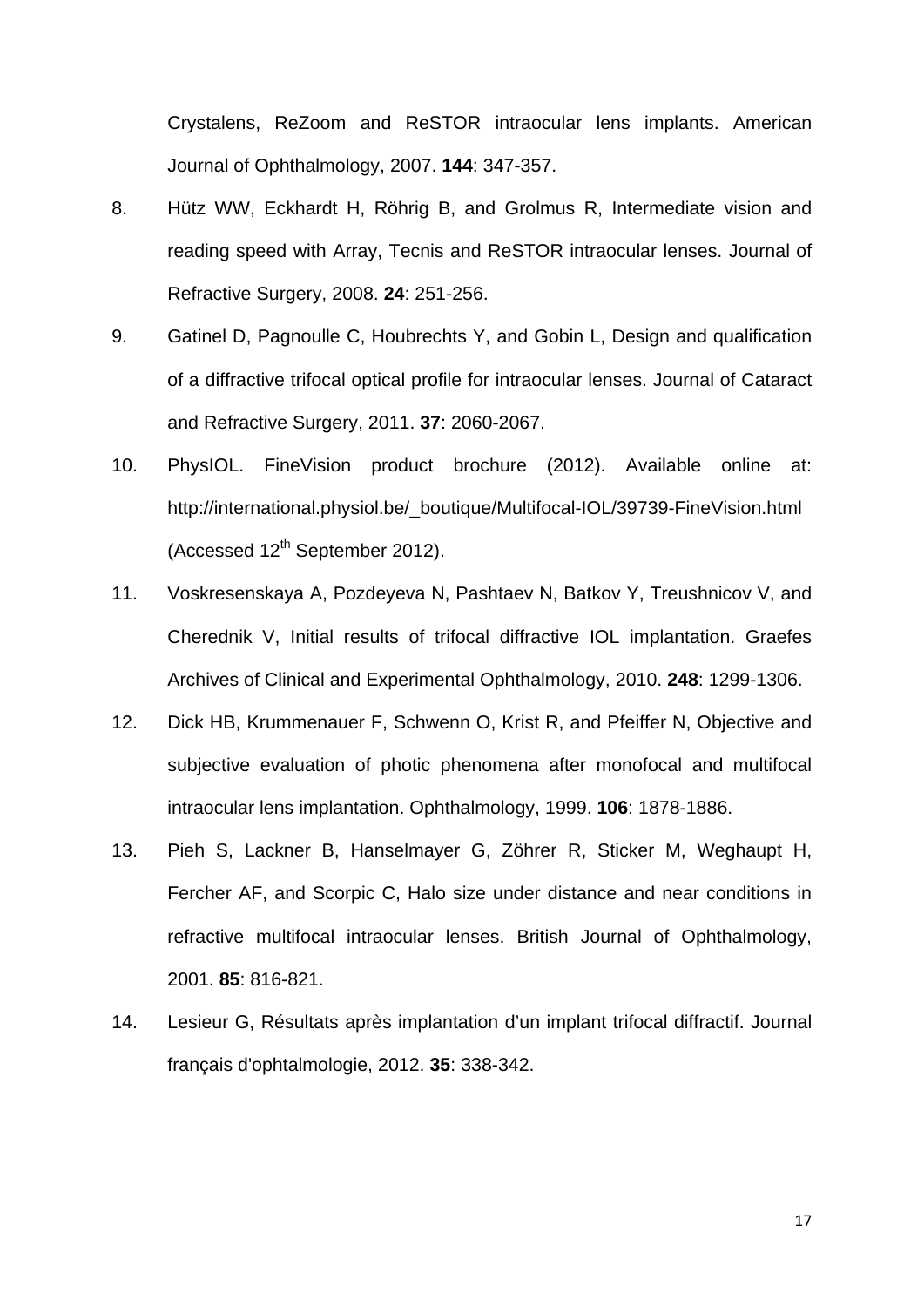Crystalens, ReZoom and ReSTOR intraocular lens implants. American Journal of Ophthalmology, 2007. **144**: 347-357.

8. Hütz WW, Eckhardt H, Röhrig B, and Grolmus R, Intermediate vision and reading speed with Array, Tecnis and ReSTOR intraocular lenses. Journal of Refractive Surgery, 2008. **24**: 251-256.

9. Gatinel D, Pagnoulle C, Houbrechts Y, and Gobin L, Design and qualification of a diffractive trifocal optical profile for intraocular lenses. Journal of Cataract and Refractive Surgery, 2011. **37**: 2060-2067.

10. PhysIOL. FineVision product brochure (2012). Available online at: http://international.physiol.be/_boutique/Multifocal-IOL/39739-FineVision.html (Accessed 12th September 2012).

11. Voskresenskaya A, Pozdeyeva N, Pashtaev N, Batkov Y, Treushnicov V, and Cherednik V, Initial results of trifocal diffractive IOL implantation. Graefes Archives of Clinical and Experimental Ophthalmology, 2010. **248**: 1299-1306.

12. Dick HB, Krummenauer F, Schwenn O, Krist R, and Pfeiffer N, Objective and subjective evaluation of photic phenomena after monofocal and multifocal intraocular lens implantation. Ophthalmology, 1999. **106**: 1878-1886.

13. Pieh S, Lackner B, Hanselmayer G, Zöhrer R, Sticker M, Weghaupt H, Fercher AF, and Scorpic C, Halo size under distance and near conditions in refractive multifocal intraocular lenses. British Journal of Ophthalmology, 2001. **85**: 816-821.

14. Lesieur G, Résultats après implantation d'un implant trifocal diffractif. Journal français d'ophtalmologie, 2012. **35**: 338-342.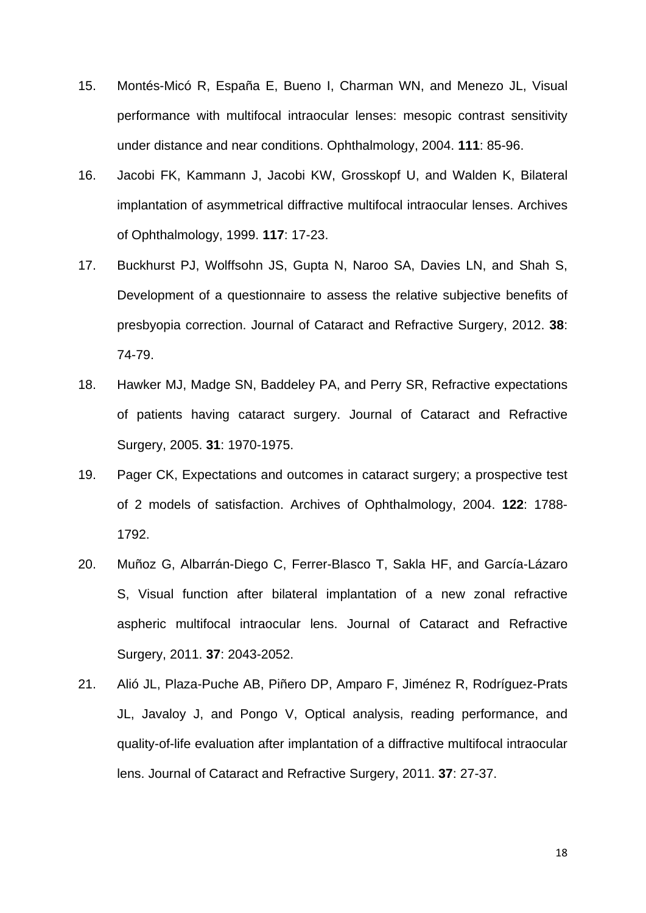15. Montés-Micó R, España E, Bueno I, Charman WN, and Menezo JL, Visual performance with multifocal intraocular lenses: mesopic contrast sensitivity under distance and near conditions. Ophthalmology, 2004. **111**: 85-96.
16. Jacobi FK, Kammann J, Jacobi KW, Grosskopf U, and Walden K, Bilateral implantation of asymmetrical diffractive multifocal intraocular lenses. Archives of Ophthalmology, 1999. **117**: 17-23.
17. Buckhurst PJ, Wolffsohn JS, Gupta N, Naroo SA, Davies LN, and Shah S, Development of a questionnaire to assess the relative subjective benefits of presbyopia correction. Journal of Cataract and Refractive Surgery, 2012. **38**: 74-79.
18. Hawker MJ, Madge SN, Baddeley PA, and Perry SR, Refractive expectations of patients having cataract surgery. Journal of Cataract and Refractive Surgery, 2005. **31**: 1970-1975.
19. Pager CK, Expectations and outcomes in cataract surgery; a prospective test of 2 models of satisfaction. Archives of Ophthalmology, 2004. **122**: 1788-1792.
20. Muñoz G, Albarrán-Diego C, Ferrer-Blasco T, Sakla HF, and García-Lázaro S, Visual function after bilateral implantation of a new zonal refractive aspheric multifocal intraocular lens. Journal of Cataract and Refractive Surgery, 2011. **37**: 2043-2052.
21. Alió JL, Plaza-Puche AB, Piñero DP, Amparo F, Jiménez R, Rodríguez-Prats JL, Javaloy J, and Pongo V, Optical analysis, reading performance, and quality-of-life evaluation after implantation of a diffractive multifocal intraocular lens. Journal of Cataract and Refractive Surgery, 2011. **37**: 27-37.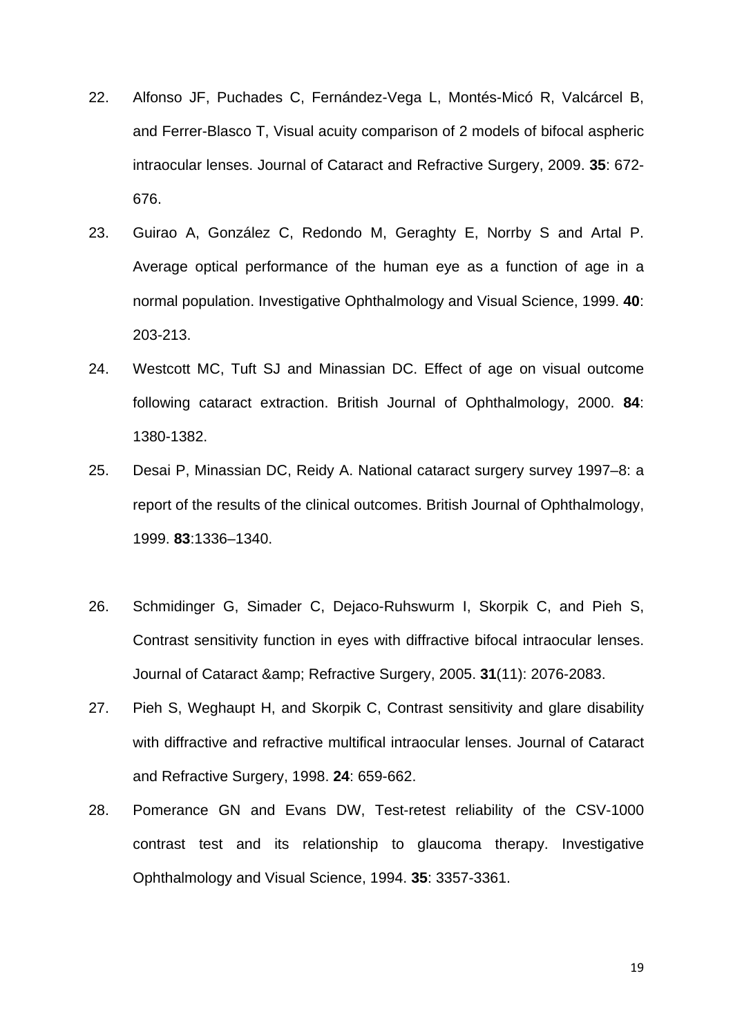22. Alfonso JF, Puchades C, Fernández-Vega L, Montés-Micó R, Valcárcel B, and Ferrer-Blasco T, Visual acuity comparison of 2 models of bifocal aspheric intraocular lenses. Journal of Cataract and Refractive Surgery, 2009. **35**: 672-676.

23. Guirao A, González C, Redondo M, Geraghty E, Norrby S and Artal P. Average optical performance of the human eye as a function of age in a normal population. Investigative Ophthalmology and Visual Science, 1999. **40**: 203-213.

24. Westcott MC, Tuft SJ and Minassian DC. Effect of age on visual outcome following cataract extraction. British Journal of Ophthalmology, 2000. **84**: 1380-1382.

25. Desai P, Minassian DC, Reidy A. National cataract surgery survey 1997–8: a report of the results of the clinical outcomes. British Journal of Ophthalmology, 1999. **83**:1336–1340.

26. Schmidinger G, Simader C, Dejaco-Ruhswurm I, Skorpik C, and Pieh S, Contrast sensitivity function in eyes with diffractive bifocal intraocular lenses. Journal of Cataract &amp; Refractive Surgery, 2005. **31**(11): 2076-2083.

27. Pieh S, Weghaupt H, and Skorpik C, Contrast sensitivity and glare disability with diffractive and refractive multifical intraocular lenses. Journal of Cataract and Refractive Surgery, 1998. **24**: 659-662.

28. Pomerance GN and Evans DW, Test-retest reliability of the CSV-1000 contrast test and its relationship to glaucoma therapy. Investigative Ophthalmology and Visual Science, 1994. **35**: 3357-3361.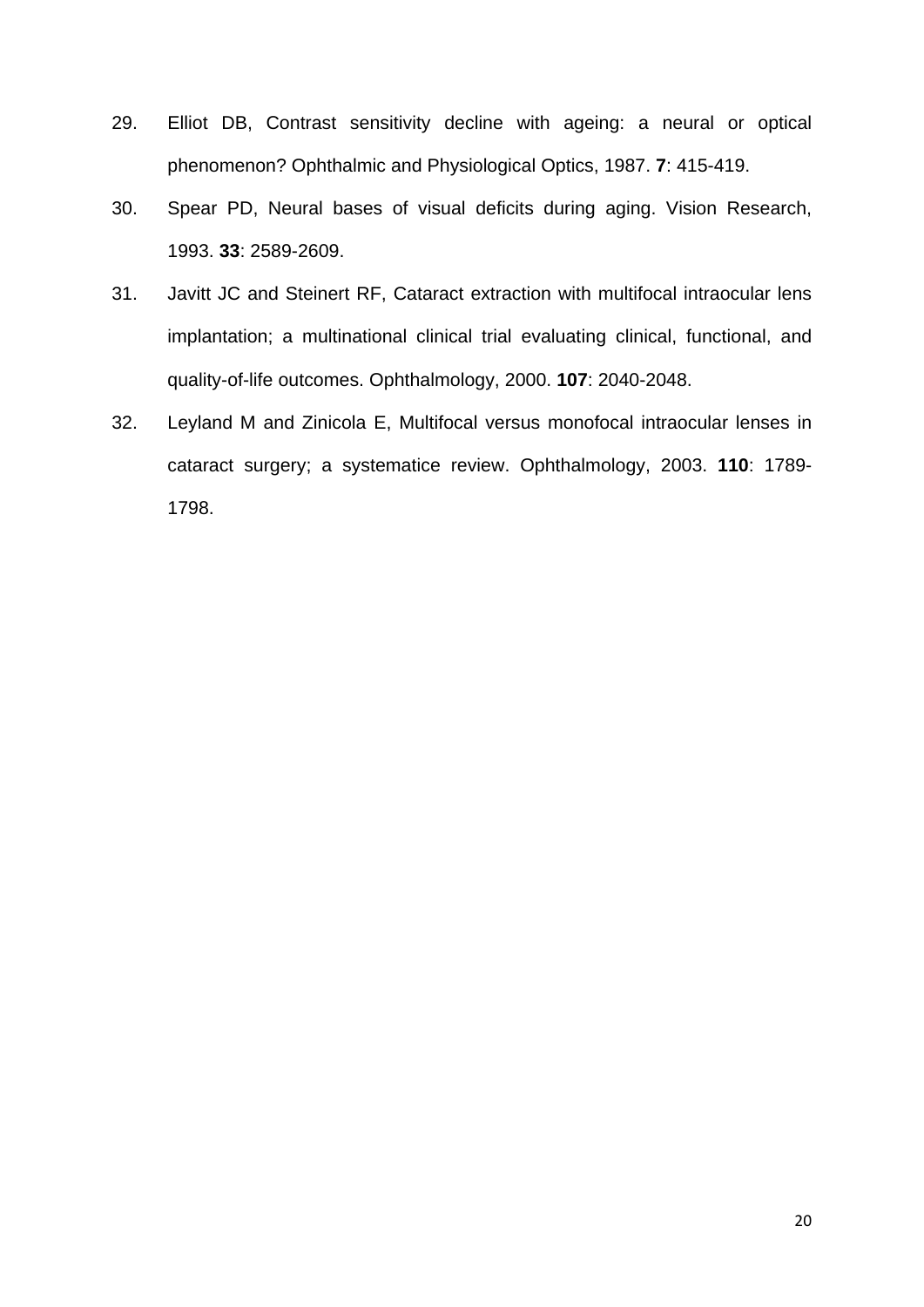29. Elliot DB, Contrast sensitivity decline with ageing: a neural or optical phenomenon? Ophthalmic and Physiological Optics, 1987. **7**: 415-419.
30. Spear PD, Neural bases of visual deficits during aging. Vision Research, 1993. **33**: 2589-2609.
31. Javitt JC and Steinert RF, Cataract extraction with multifocal intraocular lens implantation; a multinational clinical trial evaluating clinical, functional, and quality-of-life outcomes. Ophthalmology, 2000. **107**: 2040-2048.
32. Leyland M and Zinicola E, Multifocal versus monofocal intraocular lenses in cataract surgery; a systematice review. Ophthalmology, 2003. **110**: 1789-1798.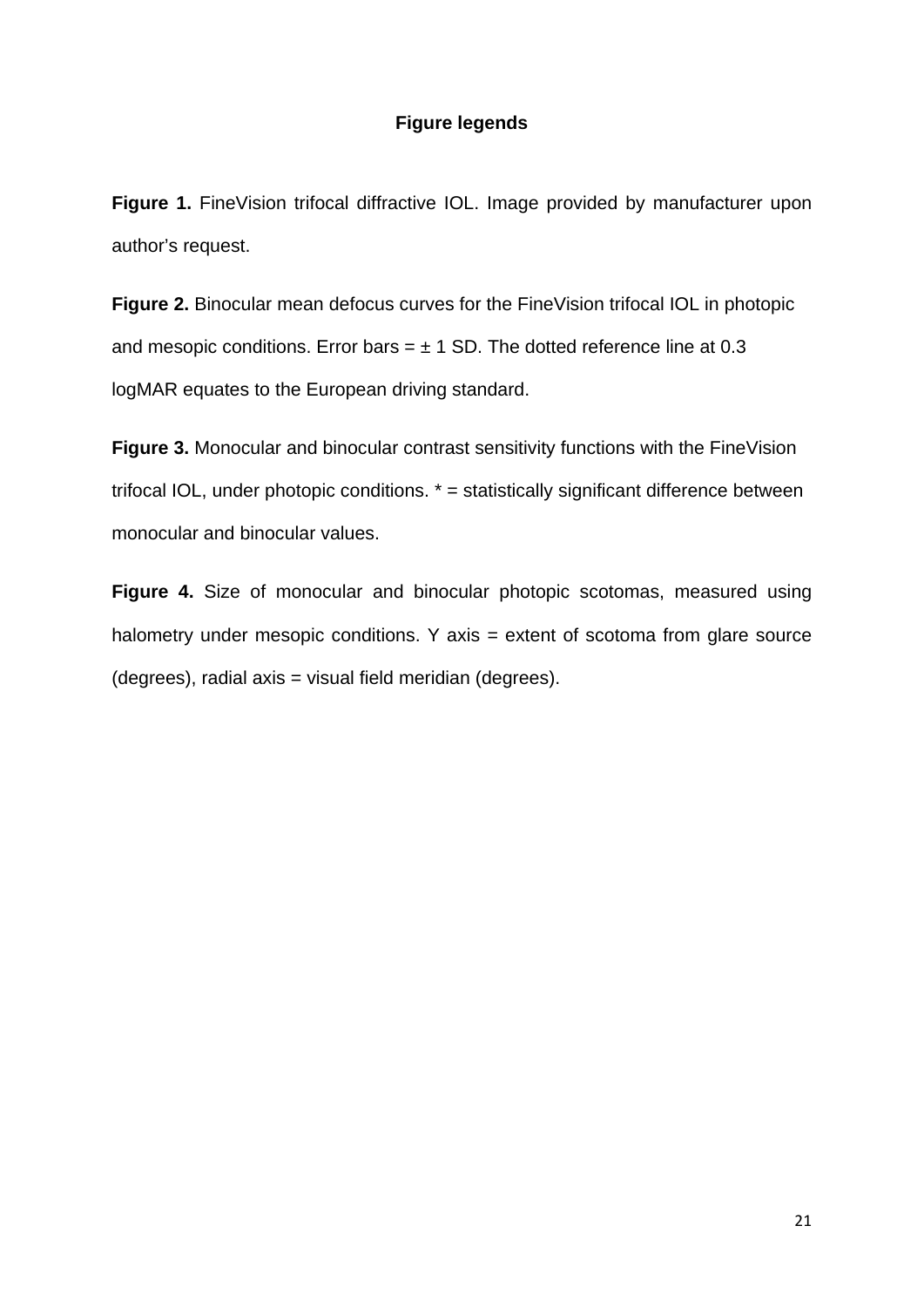## Figure legends

**Figure 1.** FineVision trifocal diffractive IOL. Image provided by manufacturer upon author's request.

**Figure 2.** Binocular mean defocus curves for the FineVision trifocal IOL in photopic and mesopic conditions. Error bars = ± 1 SD. The dotted reference line at 0.3 logMAR equates to the European driving standard.

**Figure 3.** Monocular and binocular contrast sensitivity functions with the FineVision trifocal IOL, under photopic conditions. * = statistically significant difference between monocular and binocular values.

**Figure 4.** Size of monocular and binocular photopic scotomas, measured using halometry under mesopic conditions. Y axis = extent of scotoma from glare source (degrees), radial axis = visual field meridian (degrees).